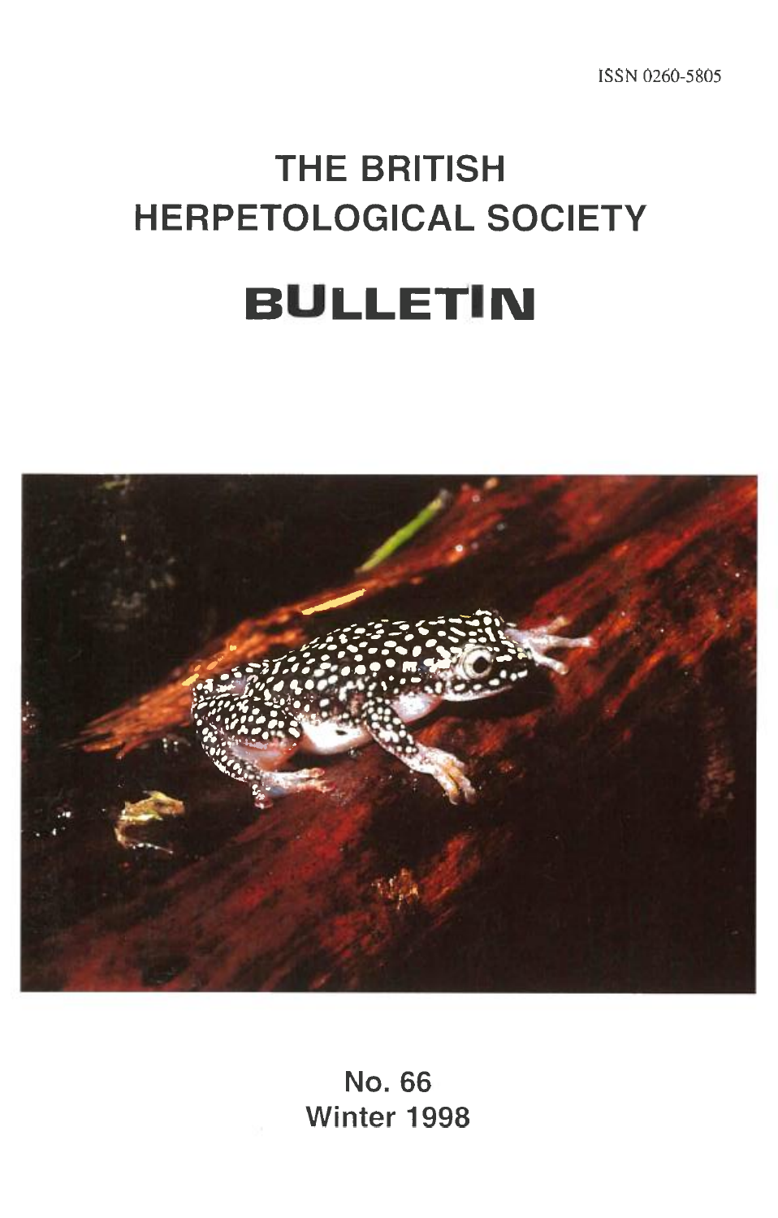ISSN 0260-5805

# THE BRITISH HERPETOLOGICAL SOCIETY

# BULLETIN

No. 66
Winter 1998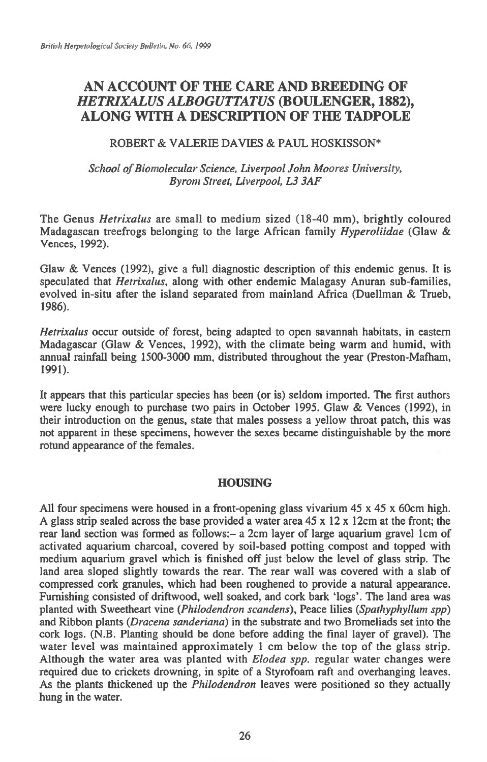# AN ACCOUNT OF THE CARE AND BREEDING OF *HETRIXALUS ALBOGUTTATUS* (BOULENGER, 1882), ALONG WITH A DESCRIPTION OF THE TADPOLE

ROBERT & VALERIE DAVIES & PAUL HOSKISSON*

*School of Biomolecular Science, Liverpool John Moores University, Byrom Street, Liverpool, L3 3AF*

The Genus *Hetrixalus* are small to medium sized (18-40 mm), brightly coloured Madagascan treefrogs belonging to the large African family *Hyperoliidae* (Glaw & Vences, 1992).

Glaw & Vences (1992), give a full diagnostic description of this endemic genus. It is speculated that *Hetrixalus*, along with other endemic Malagasy Anuran sub-families, evolved in-situ after the island separated from mainland Africa (Duellman & Trueb, 1986).

*Hetrixalus* occur outside of forest, being adapted to open savannah habitats, in eastern Madagascar (Glaw & Vences, 1992), with the climate being warm and humid, with annual rainfall being 1500-3000 mm, distributed throughout the year (Preston-Mafham, 1991).

It appears that this particular species has been (or is) seldom imported. The first authors were lucky enough to purchase two pairs in October 1995. Glaw & Vences (1992), in their introduction on the genus, state that males possess a yellow throat patch, this was not apparent in these specimens, however the sexes became distinguishable by the more rotund appearance of the females.

## HOUSING

All four specimens were housed in a front-opening glass vivarium 45 x 45 x 60cm high. A glass strip sealed across the base provided a water area 45 x 12 x 12cm at the front; the rear land section was formed as follows:– a 2cm layer of large aquarium gravel 1cm of activated aquarium charcoal, covered by soil-based potting compost and topped with medium aquarium gravel which is finished off just below the level of glass strip. The land area sloped slightly towards the rear. The rear wall was covered with a slab of compressed cork granules, which had been roughened to provide a natural appearance. Furnishing consisted of driftwood, well soaked, and cork bark 'logs'. The land area was planted with Sweetheart vine (*Philodendron scandens*), Peace lilies (*Spathyphyllum spp*) and Ribbon plants (*Dracena sanderiana*) in the substrate and two Bromeliads set into the cork logs. (N.B. Planting should be done before adding the final layer of gravel). The water level was maintained approximately 1 cm below the top of the glass strip. Although the water area was planted with *Elodea spp.* regular water changes were required due to crickets drowning, in spite of a Styrofoam raft and overhanging leaves. As the plants thickened up the *Philodendron* leaves were positioned so they actually hung in the water.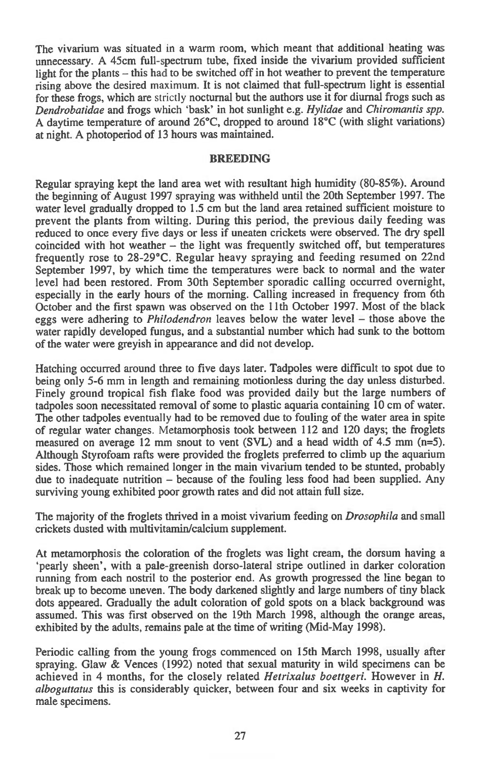The vivarium was situated in a warm room, which meant that additional heating was unnecessary. A 45cm full-spectrum tube, fixed inside the vivarium provided sufficient light for the plants – this had to be switched off in hot weather to prevent the temperature rising above the desired maximum. It is not claimed that full-spectrum light is essential for these frogs, which are strictly nocturnal but the authors use it for diurnal frogs such as *Dendrobatidae* and frogs which 'bask' in hot sunlight e.g. *Hylidae* and *Chiromantis spp.* A daytime temperature of around 26°C, dropped to around 18°C (with slight variations) at night. A photoperiod of 13 hours was maintained.

## BREEDING

Regular spraying kept the land area wet with resultant high humidity (80-85%). Around the beginning of August 1997 spraying was withheld until the 20th September 1997. The water level gradually dropped to 1.5 cm but the land area retained sufficient moisture to prevent the plants from wilting. During this period, the previous daily feeding was reduced to once every five days or less if uneaten crickets were observed. The dry spell coincided with hot weather – the light was frequently switched off, but temperatures frequently rose to 28-29°C. Regular heavy spraying and feeding resumed on 22nd September 1997, by which time the temperatures were back to normal and the water level had been restored. From 30th September sporadic calling occurred overnight, especially in the early hours of the morning. Calling increased in frequency from 6th October and the first spawn was observed on the 11th October 1997. Most of the black eggs were adhering to *Philodendron* leaves below the water level – those above the water rapidly developed fungus, and a substantial number which had sunk to the bottom of the water were greyish in appearance and did not develop.

Hatching occurred around three to five days later. Tadpoles were difficult to spot due to being only 5-6 mm in length and remaining motionless during the day unless disturbed. Finely ground tropical fish flake food was provided daily but the large numbers of tadpoles soon necessitated removal of some to plastic aquaria containing 10 cm of water. The other tadpoles eventually had to be removed due to fouling of the water area in spite of regular water changes. Metamorphosis took between 112 and 120 days; the froglets measured on average 12 mm snout to vent (SVL) and a head width of 4.5 mm (n=5). Although Styrofoam rafts were provided the froglets preferred to climb up the aquarium sides. Those which remained longer in the main vivarium tended to be stunted, probably due to inadequate nutrition – because of the fouling less food had been supplied. Any surviving young exhibited poor growth rates and did not attain full size.

The majority of the froglets thrived in a moist vivarium feeding on *Drosophila* and small crickets dusted with multivitamin/calcium supplement.

At metamorphosis the coloration of the froglets was light cream, the dorsum having a 'pearly sheen', with a pale-greenish dorso-lateral stripe outlined in darker coloration running from each nostril to the posterior end. As growth progressed the line began to break up to become uneven. The body darkened slightly and large numbers of tiny black dots appeared. Gradually the adult coloration of gold spots on a black background was assumed. This was first observed on the 19th March 1998, although the orange areas, exhibited by the adults, remains pale at the time of writing (Mid-May 1998).

Periodic calling from the young frogs commenced on 15th March 1998, usually after spraying. Glaw & Vences (1992) noted that sexual maturity in wild specimens can be achieved in 4 months, for the closely related *Hetrixalus boettgeri*. However in *H. alboguttatus* this is considerably quicker, between four and six weeks in captivity for male specimens.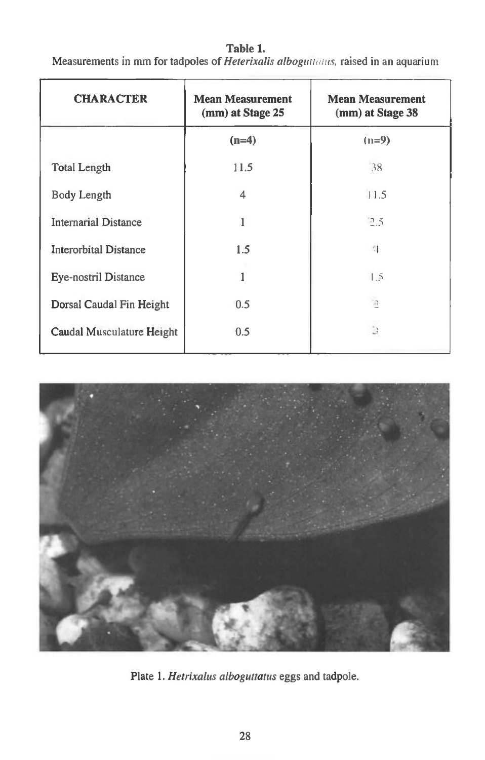**Table 1.**
Measurements in mm for tadpoles of *Heterixalis alboguttatus*, raised in an aquarium

| CHARACTER | Mean Measurement (mm) at Stage 25 | Mean Measurement (mm) at Stage 38 |
|---|---|---|
| | (n=4) | (n=9) |
| Total Length | 11.5 | 38 |
| Body Length | 4 | 11.5 |
| Internarial Distance | 1 | 2.5 |
| Interorbital Distance | 1.5 | 4 |
| Eye-nostril Distance | 1 | 1.5 |
| Dorsal Caudal Fin Height | 0.5 | 2 |
| Caudal Musculature Height | 0.5 | 3 |

Plate 1. *Hetrixalus alboguttatus* eggs and tadpole.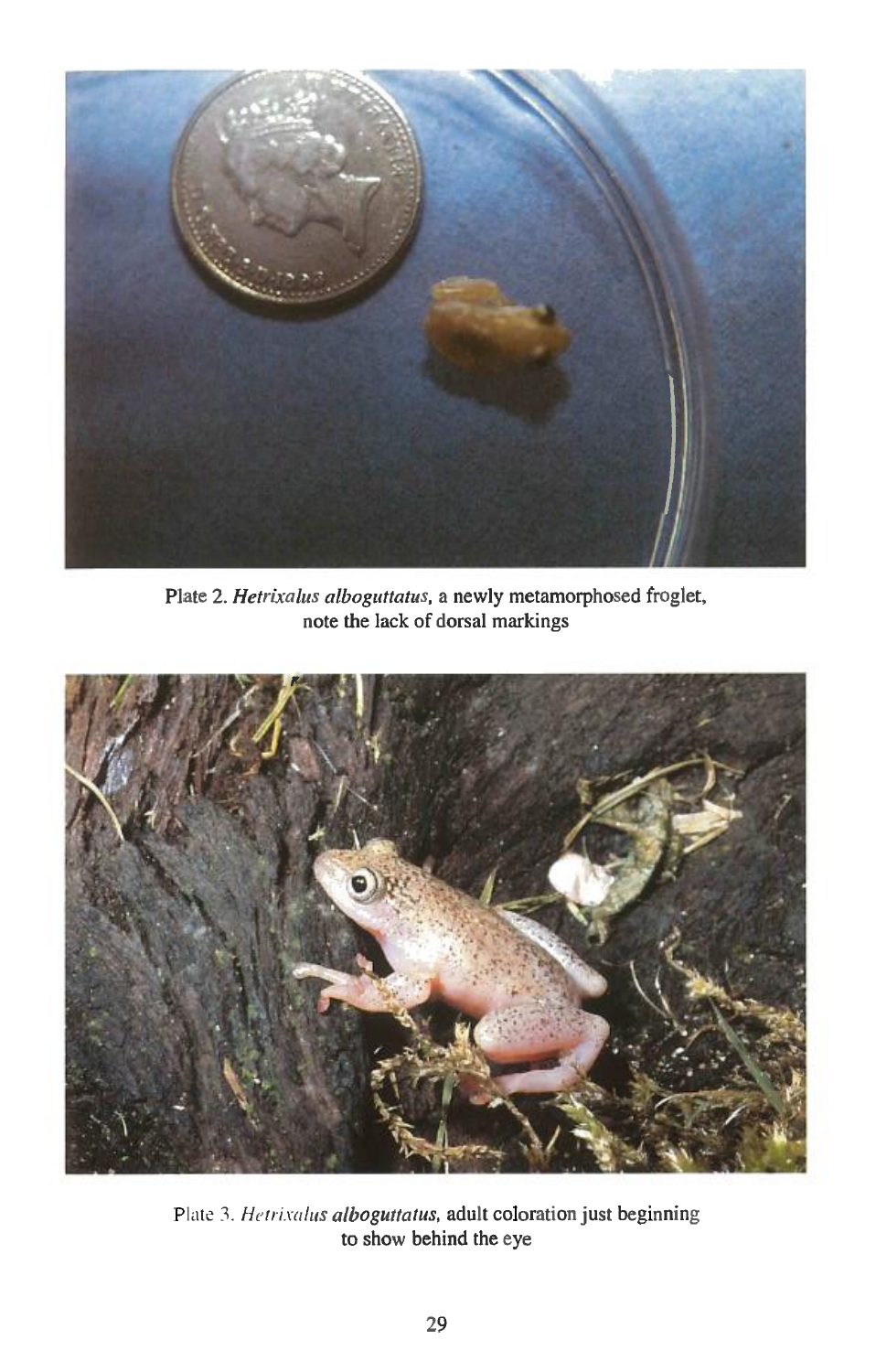Plate 2. ***Hetrixalus alboguttatus***, a newly metamorphosed froglet, note the lack of dorsal markings

Plate 3. ***Hetrixalus alboguttatus***, adult coloration just beginning to show behind the eye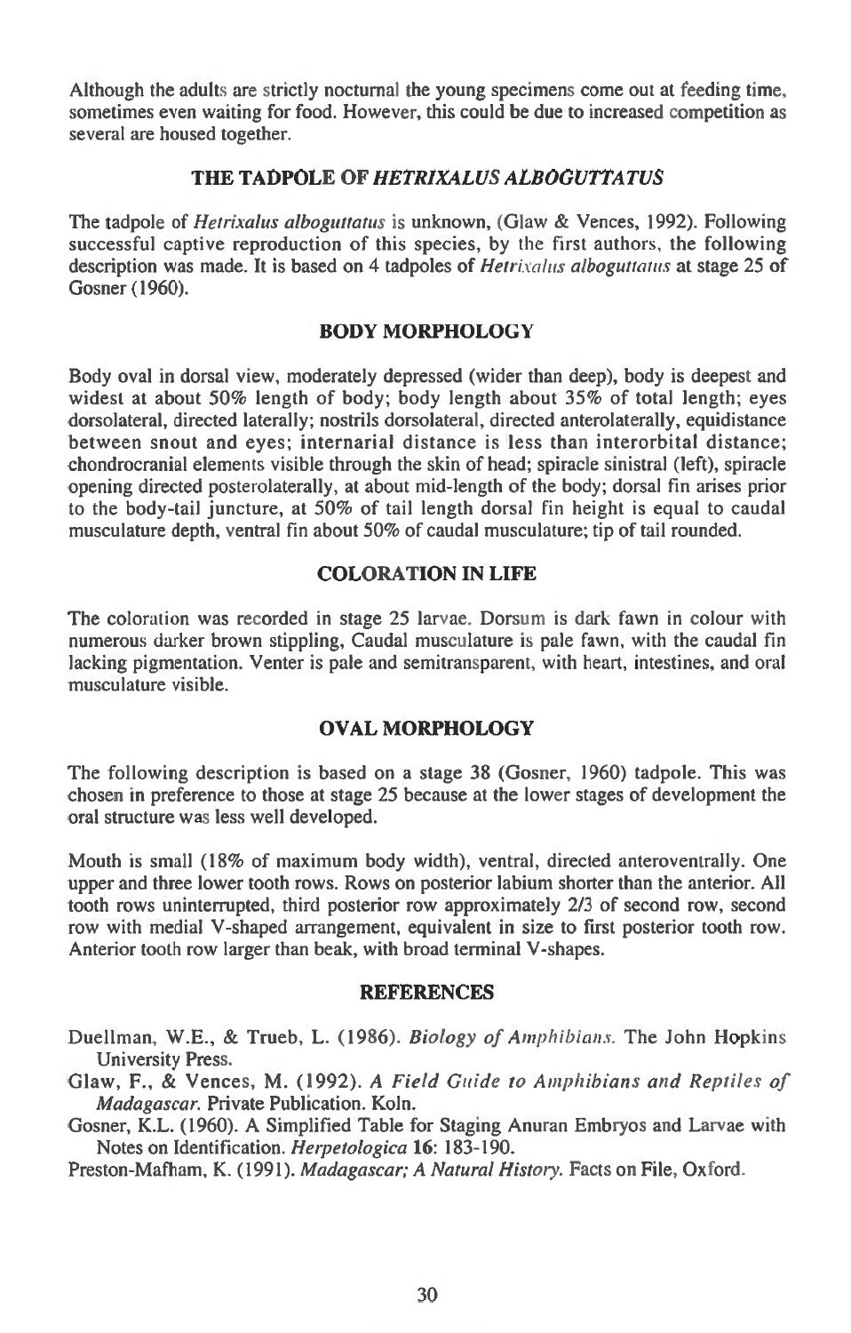Although the adults are strictly nocturnal the young specimens come out at feeding time, sometimes even waiting for food. However, this could be due to increased competition as several are housed together.

## THE TADPOLE OF *HETRIXALUS ALBOGUTTATUS*

The tadpole of *Hetrixalus alboguttatus* is unknown, (Glaw & Vences, 1992). Following successful captive reproduction of this species, by the first authors, the following description was made. It is based on 4 tadpoles of *Hetrixalus alboguttatus* at stage 25 of Gosner (1960).

## BODY MORPHOLOGY

Body oval in dorsal view, moderately depressed (wider than deep), body is deepest and widest at about 50% length of body; body length about 35% of total length; eyes dorsolateral, directed laterally; nostrils dorsolateral, directed anterolaterally, equidistance between snout and eyes; internarial distance is less than interorbital distance; chondrocranial elements visible through the skin of head; spiracle sinistral (left), spiracle opening directed posterolaterally, at about mid-length of the body; dorsal fin arises prior to the body-tail juncture, at 50% of tail length dorsal fin height is equal to caudal musculature depth, ventral fin about 50% of caudal musculature; tip of tail rounded.

## COLORATION IN LIFE

The coloration was recorded in stage 25 larvae. Dorsum is dark fawn in colour with numerous darker brown stippling, Caudal musculature is pale fawn, with the caudal fin lacking pigmentation. Venter is pale and semitransparent, with heart, intestines, and oral musculature visible.

## OVAL MORPHOLOGY

The following description is based on a stage 38 (Gosner, 1960) tadpole. This was chosen in preference to those at stage 25 because at the lower stages of development the oral structure was less well developed.

Mouth is small (18% of maximum body width), ventral, directed anteroventrally. One upper and three lower tooth rows. Rows on posterior labium shorter than the anterior. All tooth rows uninterrupted, third posterior row approximately 2/3 of second row, second row with medial V-shaped arrangement, equivalent in size to first posterior tooth row. Anterior tooth row larger than beak, with broad terminal V-shapes.

## REFERENCES

Duellman, W.E., & Trueb, L. (1986). *Biology of Amphibians.* The John Hopkins University Press.

Glaw, F., & Vences, M. (1992). *A Field Guide to Amphibians and Reptiles of Madagascar.* Private Publication. Koln.

Gosner, K.L. (1960). A Simplified Table for Staging Anuran Embryos and Larvae with Notes on Identification. *Herpetologica* **16**: 183-190.

Preston-Mafham, K. (1991). *Madagascar; A Natural History.* Facts on File, Oxford.